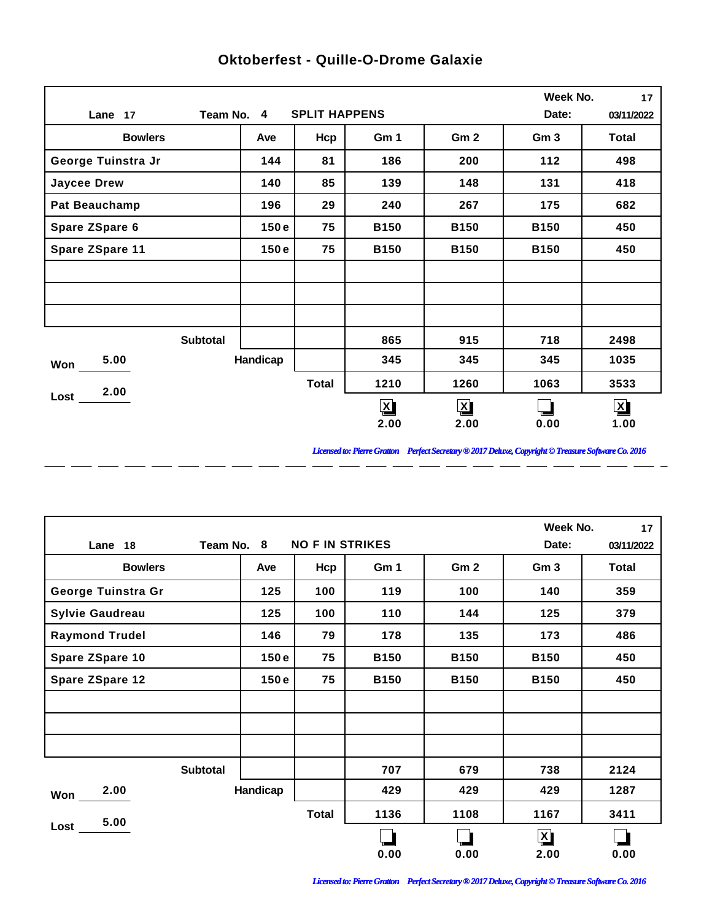# Oktoberfest - Quille-O-Drome Galaxie

| Lane 17 | Team No. 4 | SPLIT HAPPENS | | | Week No. 17 | Date: 03/11/2022 |
|---|---|---|---|---|---|---|
| **Bowlers** | **Ave** | **Hcp** | **Gm 1** | **Gm 2** | **Gm 3** | **Total** |
| George Tuinstra Jr | 144 | 81 | 186 | 200 | 112 | 498 |
| Jaycee Drew | 140 | 85 | 139 | 148 | 131 | 418 |
| Pat Beauchamp | 196 | 29 | 240 | 267 | 175 | 682 |
| Spare ZSpare 6 | 150 e | 75 | B150 | B150 | B150 | 450 |
| Spare ZSpare 11 | 150 e | 75 | B150 | B150 | B150 | 450 |
| | | | | | | |
| | | | | | | |
| | | | | | | |
| Subtotal | | | 865 | 915 | 718 | 2498 |
| Won 5.00 | Handicap | | 345 | 345 | 345 | 1035 |
| Lost 2.00 | | Total | 1210 | 1260 | 1063 | 3533 |
| | | | [X] 2.00 | [X] 2.00 | [ ] 0.00 | [X] 1.00 |

*Licensed to: Pierre Gratton Perfect Secretary ® 2017 Deluxe, Copyright © Treasure Software Co. 2016*

---

| Lane 18 | Team No. 8 | NO F IN STRIKES | | | Week No. 17 | Date: 03/11/2022 |
|---|---|---|---|---|---|---|
| **Bowlers** | **Ave** | **Hcp** | **Gm 1** | **Gm 2** | **Gm 3** | **Total** |
| George Tuinstra Gr | 125 | 100 | 119 | 100 | 140 | 359 |
| Sylvie Gaudreau | 125 | 100 | 110 | 144 | 125 | 379 |
| Raymond Trudel | 146 | 79 | 178 | 135 | 173 | 486 |
| Spare ZSpare 10 | 150 e | 75 | B150 | B150 | B150 | 450 |
| Spare ZSpare 12 | 150 e | 75 | B150 | B150 | B150 | 450 |
| | | | | | | |
| | | | | | | |
| | | | | | | |
| Subtotal | | | 707 | 679 | 738 | 2124 |
| Won 2.00 | Handicap | | 429 | 429 | 429 | 1287 |
| Lost 5.00 | | Total | 1136 | 1108 | 1167 | 3411 |
| | | | [ ] 0.00 | [ ] 0.00 | [X] 2.00 | [ ] 0.00 |

*Licensed to: Pierre Gratton Perfect Secretary ® 2017 Deluxe, Copyright © Treasure Software Co. 2016*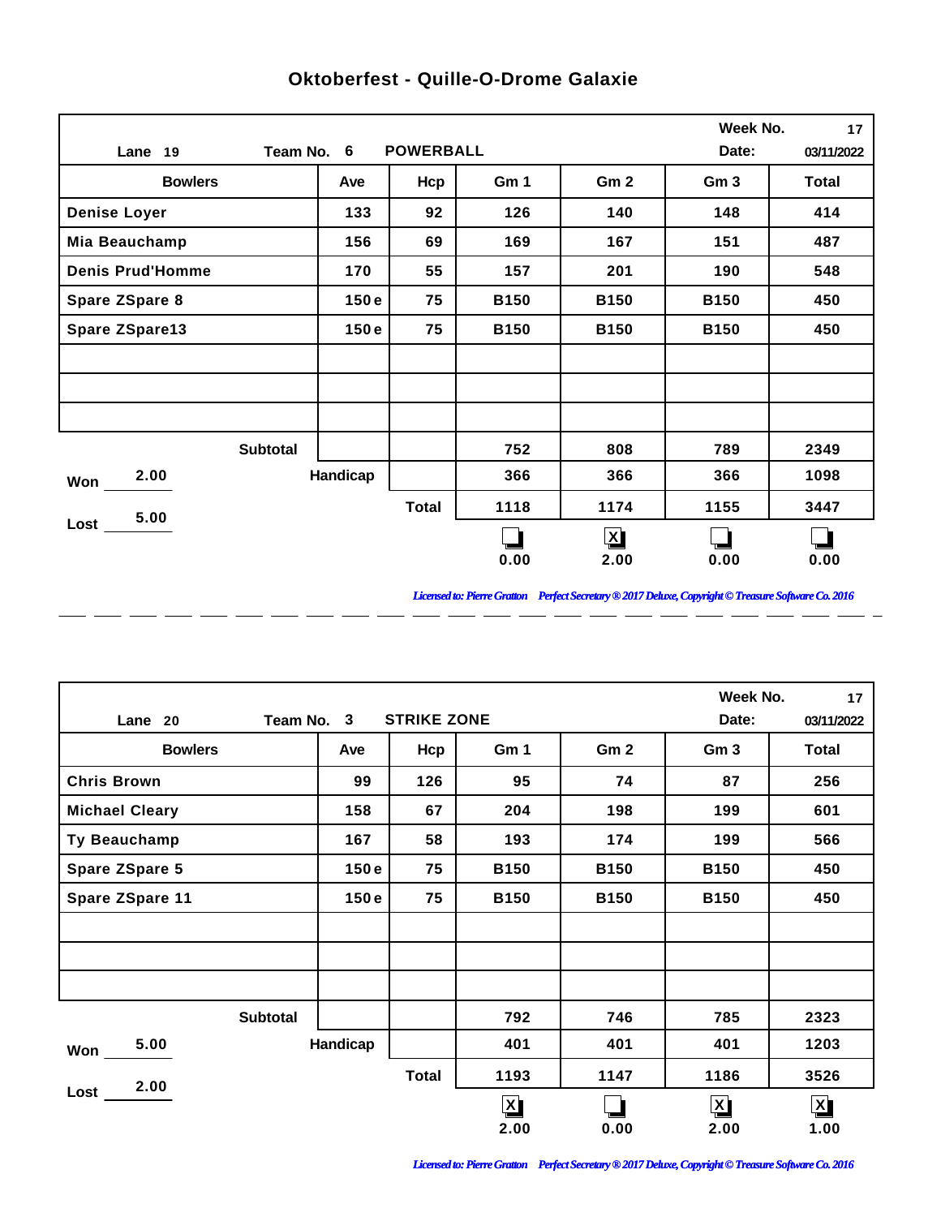# Oktoberfest - Quille-O-Drome Galaxie

| Lane 19 | Team No. 6 | POWERBALL | | | Week No. / Date: | 17 / 03/11/2022 |
|---|---|---|---|---|---|---|
| **Bowlers** | **Ave** | **Hcp** | **Gm 1** | **Gm 2** | **Gm 3** | **Total** |
| Denise Loyer | 133 | 92 | 126 | 140 | 148 | 414 |
| Mia Beauchamp | 156 | 69 | 169 | 167 | 151 | 487 |
| Denis Prud'Homme | 170 | 55 | 157 | 201 | 190 | 548 |
| Spare ZSpare 8 | 150 e | 75 | B150 | B150 | B150 | 450 |
| Spare ZSpare13 | 150 e | 75 | B150 | B150 | B150 | 450 |
| | | | | | | |
| | | | | | | |
| | | | | | | |
| Subtotal | | | 752 | 808 | 789 | 2349 |
| Won 2.00 | Handicap | | 366 | 366 | 366 | 1098 |
| Lost 5.00 | | Total | 1118 | 1174 | 1155 | 3447 |
| | | | ☐ 0.00 | ☒ 2.00 | ☐ 0.00 | ☐ 0.00 |

*Licensed to: Pierre Gratton Perfect Secretary ® 2017 Deluxe, Copyright © Treasure Software Co. 2016*

| Lane 20 | Team No. 3 | STRIKE ZONE | | | Week No. / Date: | 17 / 03/11/2022 |
|---|---|---|---|---|---|---|
| **Bowlers** | **Ave** | **Hcp** | **Gm 1** | **Gm 2** | **Gm 3** | **Total** |
| Chris Brown | 99 | 126 | 95 | 74 | 87 | 256 |
| Michael Cleary | 158 | 67 | 204 | 198 | 199 | 601 |
| Ty Beauchamp | 167 | 58 | 193 | 174 | 199 | 566 |
| Spare ZSpare 5 | 150 e | 75 | B150 | B150 | B150 | 450 |
| Spare ZSpare 11 | 150 e | 75 | B150 | B150 | B150 | 450 |
| | | | | | | |
| | | | | | | |
| | | | | | | |
| Subtotal | | | 792 | 746 | 785 | 2323 |
| Won 5.00 | Handicap | | 401 | 401 | 401 | 1203 |
| Lost 2.00 | | Total | 1193 | 1147 | 1186 | 3526 |
| | | | ☒ 2.00 | ☐ 0.00 | ☒ 2.00 | ☒ 1.00 |

*Licensed to: Pierre Gratton Perfect Secretary ® 2017 Deluxe, Copyright © Treasure Software Co. 2016*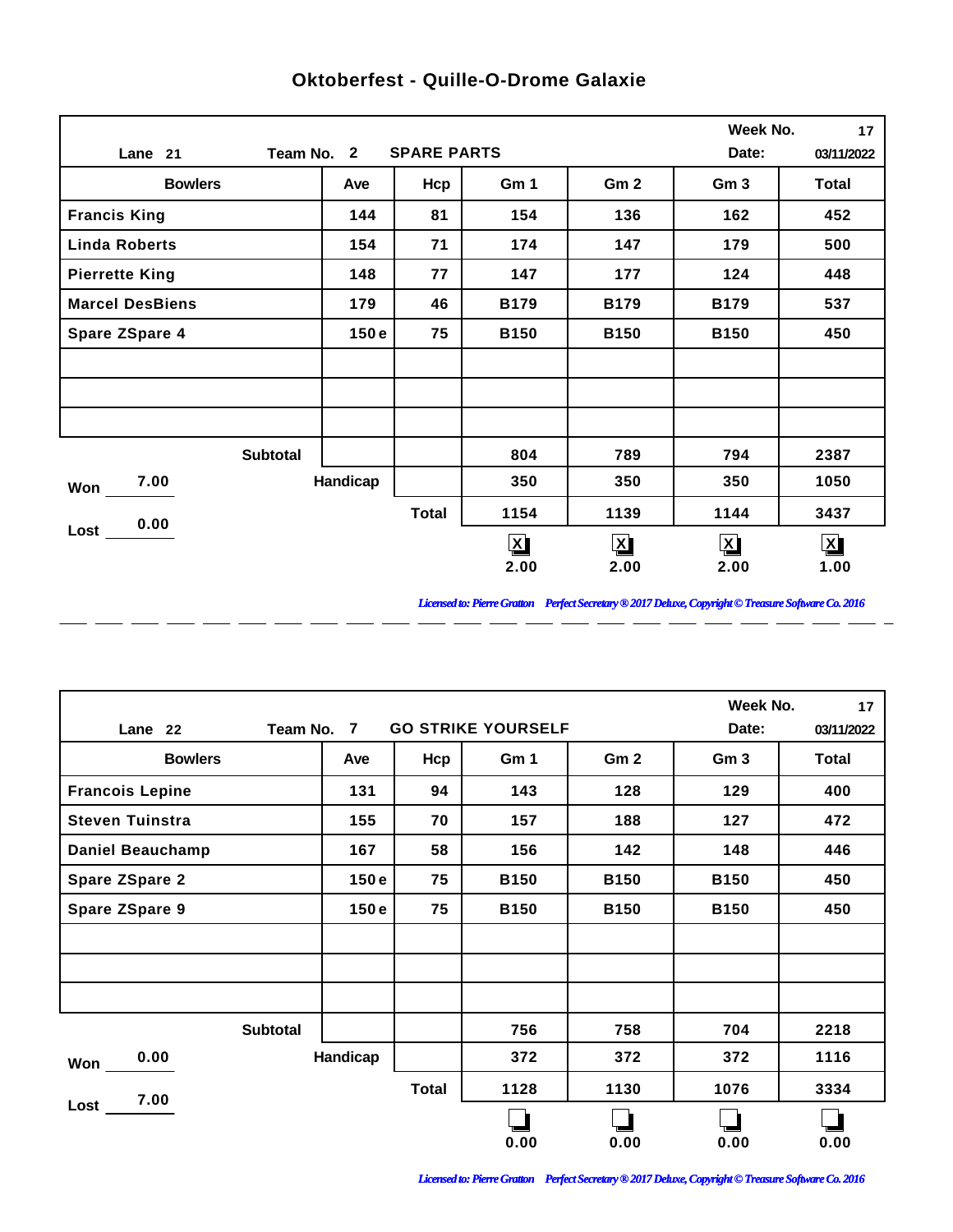# Oktoberfest - Quille-O-Drome Galaxie

| Lane 21 | Team No. 2 | SPARE PARTS | | | Week No. 17<br>Date: 03/11/2022 | |
|---|---|---|---|---|---|---|
| **Bowlers** | **Ave** | **Hcp** | **Gm 1** | **Gm 2** | **Gm 3** | **Total** |
| Francis King | 144 | 81 | 154 | 136 | 162 | 452 |
| Linda Roberts | 154 | 71 | 174 | 147 | 179 | 500 |
| Pierrette King | 148 | 77 | 147 | 177 | 124 | 448 |
| Marcel DesBiens | 179 | 46 | B179 | B179 | B179 | 537 |
| Spare ZSpare 4 | 150 e | 75 | B150 | B150 | B150 | 450 |
| | | | | | | |
| | | | | | | |
| | | | | | | |
| Subtotal | | | 804 | 789 | 794 | 2387 |
| Won 7.00 | Handicap | | 350 | 350 | 350 | 1050 |
| Lost 0.00 | | Total | 1154 | 1139 | 1144 | 3437 |
| | | | [X] 2.00 | [X] 2.00 | [X] 2.00 | [X] 1.00 |

*Licensed to: Pierre Gratton Perfect Secretary ® 2017 Deluxe, Copyright © Treasure Software Co. 2016*

| Lane 22 | Team No. 7 | GO STRIKE YOURSELF | | | Week No. 17<br>Date: 03/11/2022 | |
|---|---|---|---|---|---|---|
| **Bowlers** | **Ave** | **Hcp** | **Gm 1** | **Gm 2** | **Gm 3** | **Total** |
| Francois Lepine | 131 | 94 | 143 | 128 | 129 | 400 |
| Steven Tuinstra | 155 | 70 | 157 | 188 | 127 | 472 |
| Daniel Beauchamp | 167 | 58 | 156 | 142 | 148 | 446 |
| Spare ZSpare 2 | 150 e | 75 | B150 | B150 | B150 | 450 |
| Spare ZSpare 9 | 150 e | 75 | B150 | B150 | B150 | 450 |
| | | | | | | |
| | | | | | | |
| | | | | | | |
| Subtotal | | | 756 | 758 | 704 | 2218 |
| Won 0.00 | Handicap | | 372 | 372 | 372 | 1116 |
| Lost 7.00 | | Total | 1128 | 1130 | 1076 | 3334 |
| | | | [ ] 0.00 | [ ] 0.00 | [ ] 0.00 | [ ] 0.00 |

*Licensed to: Pierre Gratton Perfect Secretary ® 2017 Deluxe, Copyright © Treasure Software Co. 2016*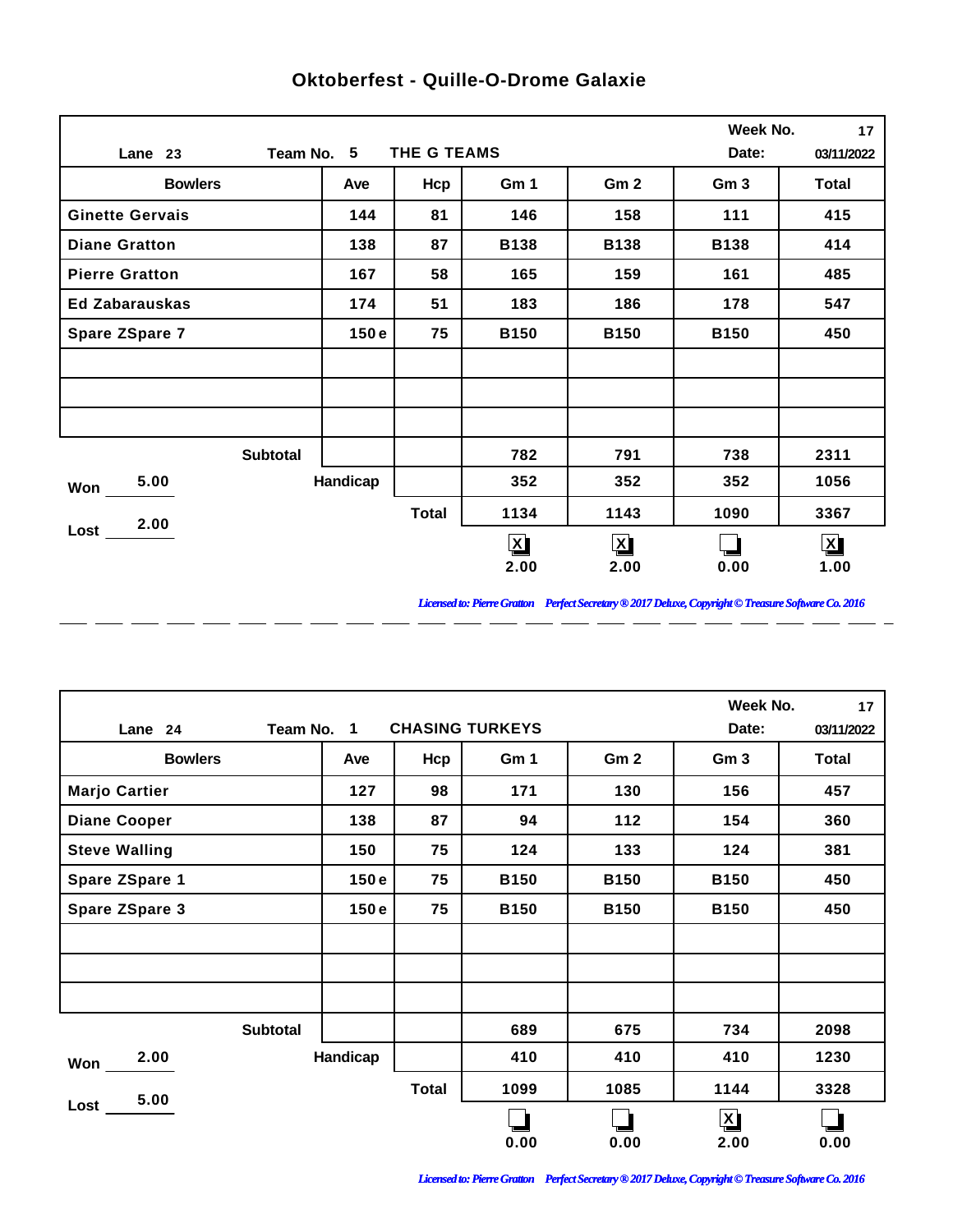# Oktoberfest - Quille-O-Drome Galaxie

Lane 23 | Team No. 5 THE G TEAMS | Week No. 17 | Date: 03/11/2022

| Bowlers | Ave | Hcp | Gm 1 | Gm 2 | Gm 3 | Total |
|---|---|---|---|---|---|---|
| Ginette Gervais | 144 | 81 | 146 | 158 | 111 | 415 |
| Diane Gratton | 138 | 87 | B138 | B138 | B138 | 414 |
| Pierre Gratton | 167 | 58 | 165 | 159 | 161 | 485 |
| Ed Zabarauskas | 174 | 51 | 183 | 186 | 178 | 547 |
| Spare ZSpare 7 | 150 e | 75 | B150 | B150 | B150 | 450 |
| | | | | | | |
| | | | | | | |
| | | | | | | |
| Subtotal | | | 782 | 791 | 738 | 2311 |
| Handicap | | | 352 | 352 | 352 | 1056 |
| Total | | | 1134 | 1143 | 1090 | 3367 |
| | | | [X] 2.00 | [X] 2.00 | [ ] 0.00 | [X] 1.00 |

Won 5.00

Lost 2.00

*Licensed to: Pierre Gratton Perfect Secretary ® 2017 Deluxe, Copyright © Treasure Software Co. 2016*

---

Lane 24 | Team No. 1 CHASING TURKEYS | Week No. 17 | Date: 03/11/2022

| Bowlers | Ave | Hcp | Gm 1 | Gm 2 | Gm 3 | Total |
|---|---|---|---|---|---|---|
| Marjo Cartier | 127 | 98 | 171 | 130 | 156 | 457 |
| Diane Cooper | 138 | 87 | 94 | 112 | 154 | 360 |
| Steve Walling | 150 | 75 | 124 | 133 | 124 | 381 |
| Spare ZSpare 1 | 150 e | 75 | B150 | B150 | B150 | 450 |
| Spare ZSpare 3 | 150 e | 75 | B150 | B150 | B150 | 450 |
| | | | | | | |
| | | | | | | |
| | | | | | | |
| Subtotal | | | 689 | 675 | 734 | 2098 |
| Handicap | | | 410 | 410 | 410 | 1230 |
| Total | | | 1099 | 1085 | 1144 | 3328 |
| | | | [ ] 0.00 | [ ] 0.00 | [X] 2.00 | [ ] 0.00 |

Won 2.00

Lost 5.00

*Licensed to: Pierre Gratton Perfect Secretary ® 2017 Deluxe, Copyright © Treasure Software Co. 2016*